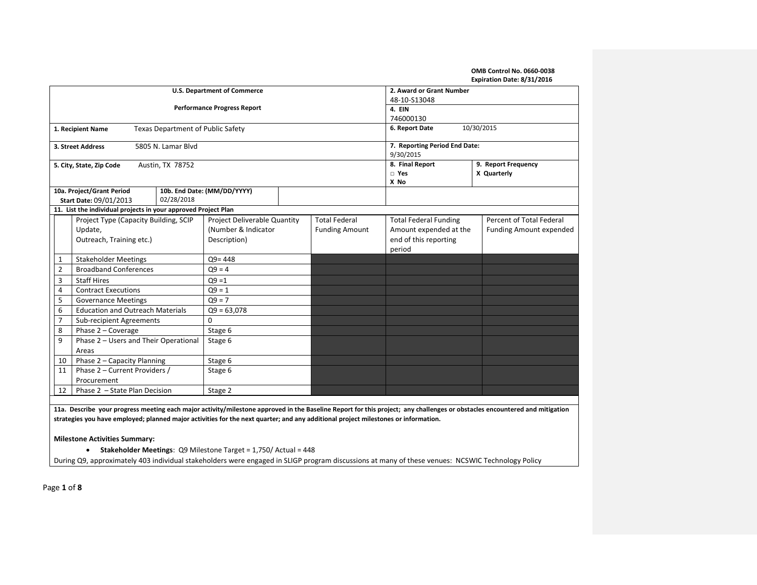OMB Control No. 0660-0038
Expiration Date: 8/31/2016

| U.S. Department of Commerce<br>Performance Progress Report | 2. Award or Grant Number<br>48-10-S13048 |
|---|---|
| | 4. EIN<br>746000130 |
| 1. Recipient Name: Texas Department of Public Safety | 6. Report Date: 10/30/2015 |
| 3. Street Address: 5805 N. Lamar Blvd | 7. Reporting Period End Date: 9/30/2015 |
| 5. City, State, Zip Code: Austin, TX 78752 | 8. Final Report: □ Yes X No / 9. Report Frequency: X Quarterly |
| 10a. Project/Grant Period Start Date: 09/01/2013 / 10b. End Date: (MM/DD/YYYY) 02/28/2018 | |

**11. List the individual projects in your approved Project Plan**

| | Project Type (Capacity Building, SCIP Update, Outreach, Training etc.) | Project Deliverable Quantity (Number & Indicator Description) | Total Federal Funding Amount | Total Federal Funding Amount expended at the end of this reporting period | Percent of Total Federal Funding Amount expended |
|---|---|---|---|---|---|
| 1 | Stakeholder Meetings | Q9= 448 | | | |
| 2 | Broadband Conferences | Q9 = 4 | | | |
| 3 | Staff Hires | Q9 =1 | | | |
| 4 | Contract Executions | Q9 = 1 | | | |
| 5 | Governance Meetings | Q9 = 7 | | | |
| 6 | Education and Outreach Materials | Q9 = 63,078 | | | |
| 7 | Sub-recipient Agreements | 0 | | | |
| 8 | Phase 2 – Coverage | Stage 6 | | | |
| 9 | Phase 2 – Users and Their Operational Areas | Stage 6 | | | |
| 10 | Phase 2 – Capacity Planning | Stage 6 | | | |
| 11 | Phase 2 – Current Providers / Procurement | Stage 6 | | | |
| 12 | Phase 2 – State Plan Decision | Stage 2 | | | |

**11a. Describe your progress meeting each major activity/milestone approved in the Baseline Report for this project; any challenges or obstacles encountered and mitigation strategies you have employed; planned major activities for the next quarter; and any additional project milestones or information.**

**Milestone Activities Summary:**

- **Stakeholder Meetings**: Q9 Milestone Target = 1,750/ Actual = 448

During Q9, approximately 403 individual stakeholders were engaged in SLIGP program discussions at many of these venues: NCSWIC Technology Policy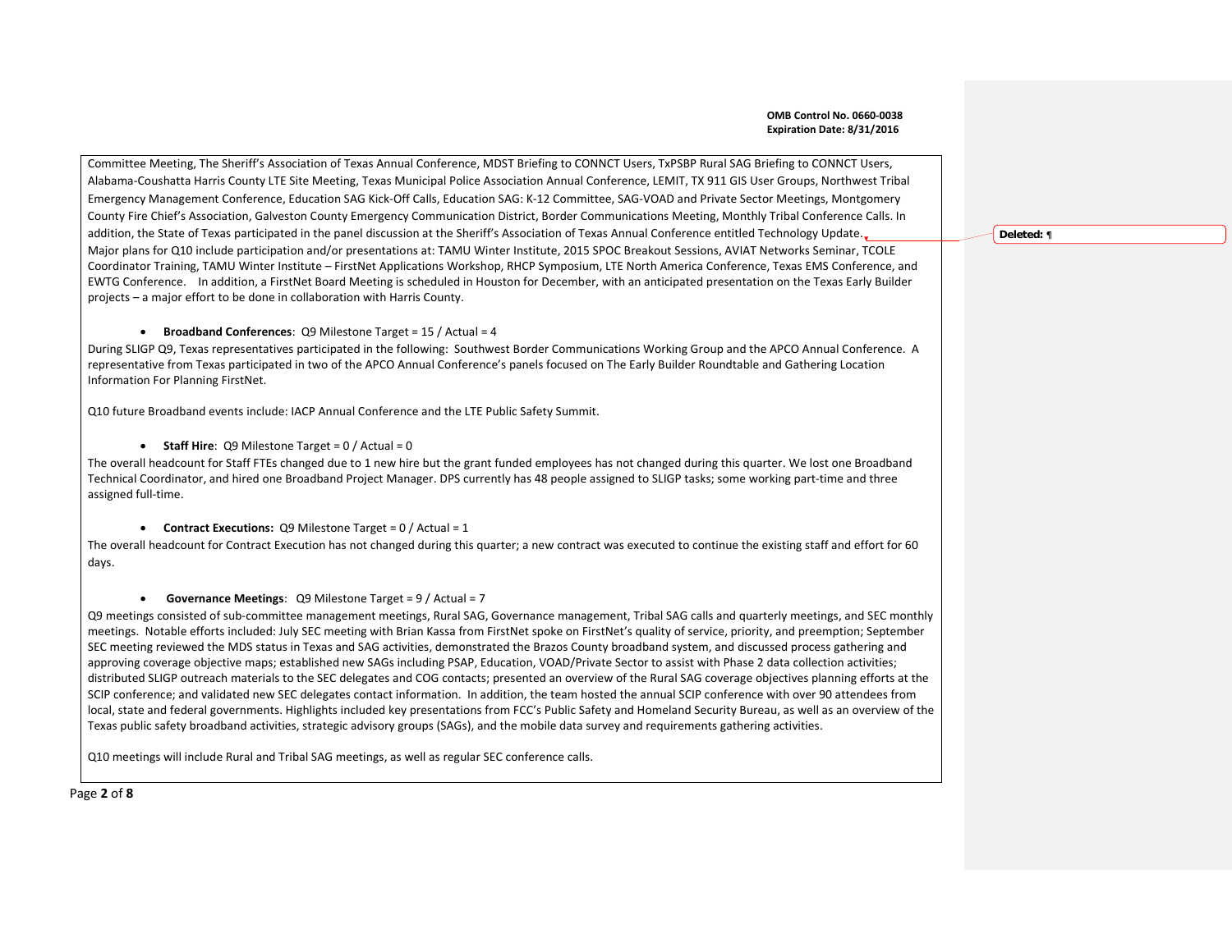Committee Meeting, The Sheriff's Association of Texas Annual Conference, MDST Briefing to CONNCT Users, TxPSBP Rural SAG Briefing to CONNCT Users, Alabama-Coushatta Harris County LTE Site Meeting, Texas Municipal Police Association Annual Conference, LEMIT, TX 911 GIS User Groups, Northwest Tribal Emergency Management Conference, Education SAG Kick-Off Calls, Education SAG: K-12 Committee, SAG-VOAD and Private Sector Meetings, Montgomery County Fire Chief's Association, Galveston County Emergency Communication District, Border Communications Meeting, Monthly Tribal Conference Calls. In addition, the State of Texas participated in the panel discussion at the Sheriff's Association of Texas Annual Conference entitled Technology Update.

Major plans for Q10 include participation and/or presentations at: TAMU Winter Institute, 2015 SPOC Breakout Sessions, AVIAT Networks Seminar, TCOLE Coordinator Training, TAMU Winter Institute – FirstNet Applications Workshop, RHCP Symposium, LTE North America Conference, Texas EMS Conference, and EWTG Conference. In addition, a FirstNet Board Meeting is scheduled in Houston for December, with an anticipated presentation on the Texas Early Builder projects – a major effort to be done in collaboration with Harris County.

- **Broadband Conferences**: Q9 Milestone Target = 15 / Actual = 4

During SLIGP Q9, Texas representatives participated in the following: Southwest Border Communications Working Group and the APCO Annual Conference. A representative from Texas participated in two of the APCO Annual Conference's panels focused on The Early Builder Roundtable and Gathering Location Information For Planning FirstNet.

Q10 future Broadband events include: IACP Annual Conference and the LTE Public Safety Summit.

- **Staff Hire**: Q9 Milestone Target = 0 / Actual = 0

The overall headcount for Staff FTEs changed due to 1 new hire but the grant funded employees has not changed during this quarter. We lost one Broadband Technical Coordinator, and hired one Broadband Project Manager. DPS currently has 48 people assigned to SLIGP tasks; some working part-time and three assigned full-time.

- **Contract Executions:** Q9 Milestone Target = 0 / Actual = 1

The overall headcount for Contract Execution has not changed during this quarter; a new contract was executed to continue the existing staff and effort for 60 days.

- **Governance Meetings**: Q9 Milestone Target = 9 / Actual = 7

Q9 meetings consisted of sub-committee management meetings, Rural SAG, Governance management, Tribal SAG calls and quarterly meetings, and SEC monthly meetings. Notable efforts included: July SEC meeting with Brian Kassa from FirstNet spoke on FirstNet's quality of service, priority, and preemption; September SEC meeting reviewed the MDS status in Texas and SAG activities, demonstrated the Brazos County broadband system, and discussed process gathering and approving coverage objective maps; established new SAGs including PSAP, Education, VOAD/Private Sector to assist with Phase 2 data collection activities; distributed SLIGP outreach materials to the SEC delegates and COG contacts; presented an overview of the Rural SAG coverage objectives planning efforts at the SCIP conference; and validated new SEC delegates contact information. In addition, the team hosted the annual SCIP conference with over 90 attendees from local, state and federal governments. Highlights included key presentations from FCC's Public Safety and Homeland Security Bureau, as well as an overview of the Texas public safety broadband activities, strategic advisory groups (SAGs), and the mobile data survey and requirements gathering activities.

Q10 meetings will include Rural and Tribal SAG meetings, as well as regular SEC conference calls.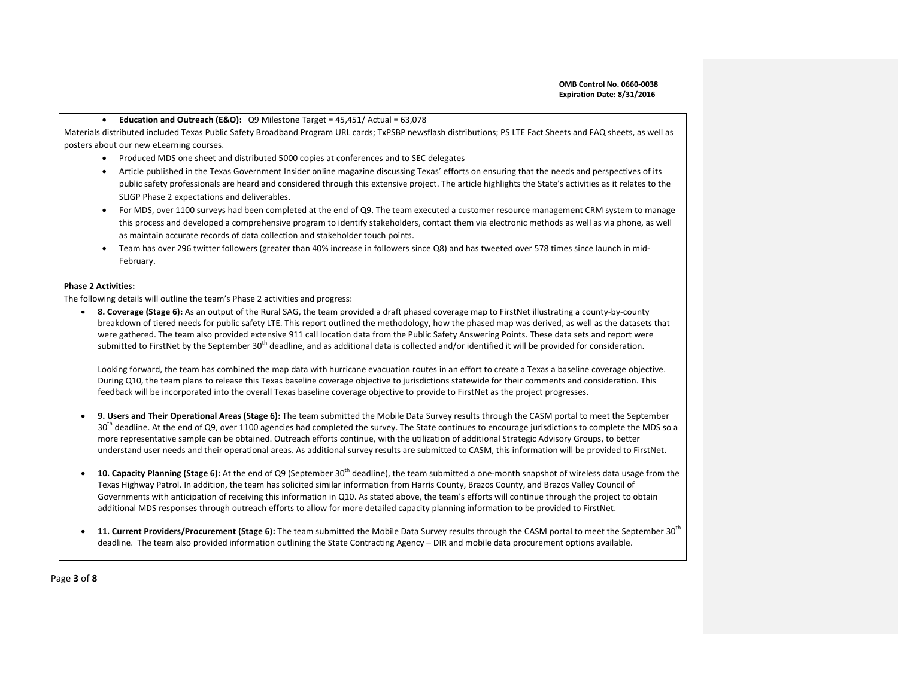- **Education and Outreach (E&O):** Q9 Milestone Target = 45,451/ Actual = 63,078

Materials distributed included Texas Public Safety Broadband Program URL cards; TxPSBP newsflash distributions; PS LTE Fact Sheets and FAQ sheets, as well as posters about our new eLearning courses.

- Produced MDS one sheet and distributed 5000 copies at conferences and to SEC delegates
- Article published in the Texas Government Insider online magazine discussing Texas' efforts on ensuring that the needs and perspectives of its public safety professionals are heard and considered through this extensive project. The article highlights the State's activities as it relates to the SLIGP Phase 2 expectations and deliverables.
- For MDS, over 1100 surveys had been completed at the end of Q9. The team executed a customer resource management CRM system to manage this process and developed a comprehensive program to identify stakeholders, contact them via electronic methods as well as via phone, as well as maintain accurate records of data collection and stakeholder touch points.
- Team has over 296 twitter followers (greater than 40% increase in followers since Q8) and has tweeted over 578 times since launch in mid-February.

**Phase 2 Activities:**

The following details will outline the team's Phase 2 activities and progress:

- **8. Coverage (Stage 6):** As an output of the Rural SAG, the team provided a draft phased coverage map to FirstNet illustrating a county-by-county breakdown of tiered needs for public safety LTE. This report outlined the methodology, how the phased map was derived, as well as the datasets that were gathered. The team also provided extensive 911 call location data from the Public Safety Answering Points. These data sets and report were submitted to FirstNet by the September 30th deadline, and as additional data is collected and/or identified it will be provided for consideration.

  Looking forward, the team has combined the map data with hurricane evacuation routes in an effort to create a Texas a baseline coverage objective. During Q10, the team plans to release this Texas baseline coverage objective to jurisdictions statewide for their comments and consideration. This feedback will be incorporated into the overall Texas baseline coverage objective to provide to FirstNet as the project progresses.

- **9. Users and Their Operational Areas (Stage 6):** The team submitted the Mobile Data Survey results through the CASM portal to meet the September 30th deadline. At the end of Q9, over 1100 agencies had completed the survey. The State continues to encourage jurisdictions to complete the MDS so a more representative sample can be obtained. Outreach efforts continue, with the utilization of additional Strategic Advisory Groups, to better understand user needs and their operational areas. As additional survey results are submitted to CASM, this information will be provided to FirstNet.

- **10. Capacity Planning (Stage 6):** At the end of Q9 (September 30th deadline), the team submitted a one-month snapshot of wireless data usage from the Texas Highway Patrol. In addition, the team has solicited similar information from Harris County, Brazos County, and Brazos Valley Council of Governments with anticipation of receiving this information in Q10. As stated above, the team's efforts will continue through the project to obtain additional MDS responses through outreach efforts to allow for more detailed capacity planning information to be provided to FirstNet.

- **11. Current Providers/Procurement (Stage 6):** The team submitted the Mobile Data Survey results through the CASM portal to meet the September 30th deadline. The team also provided information outlining the State Contracting Agency – DIR and mobile data procurement options available.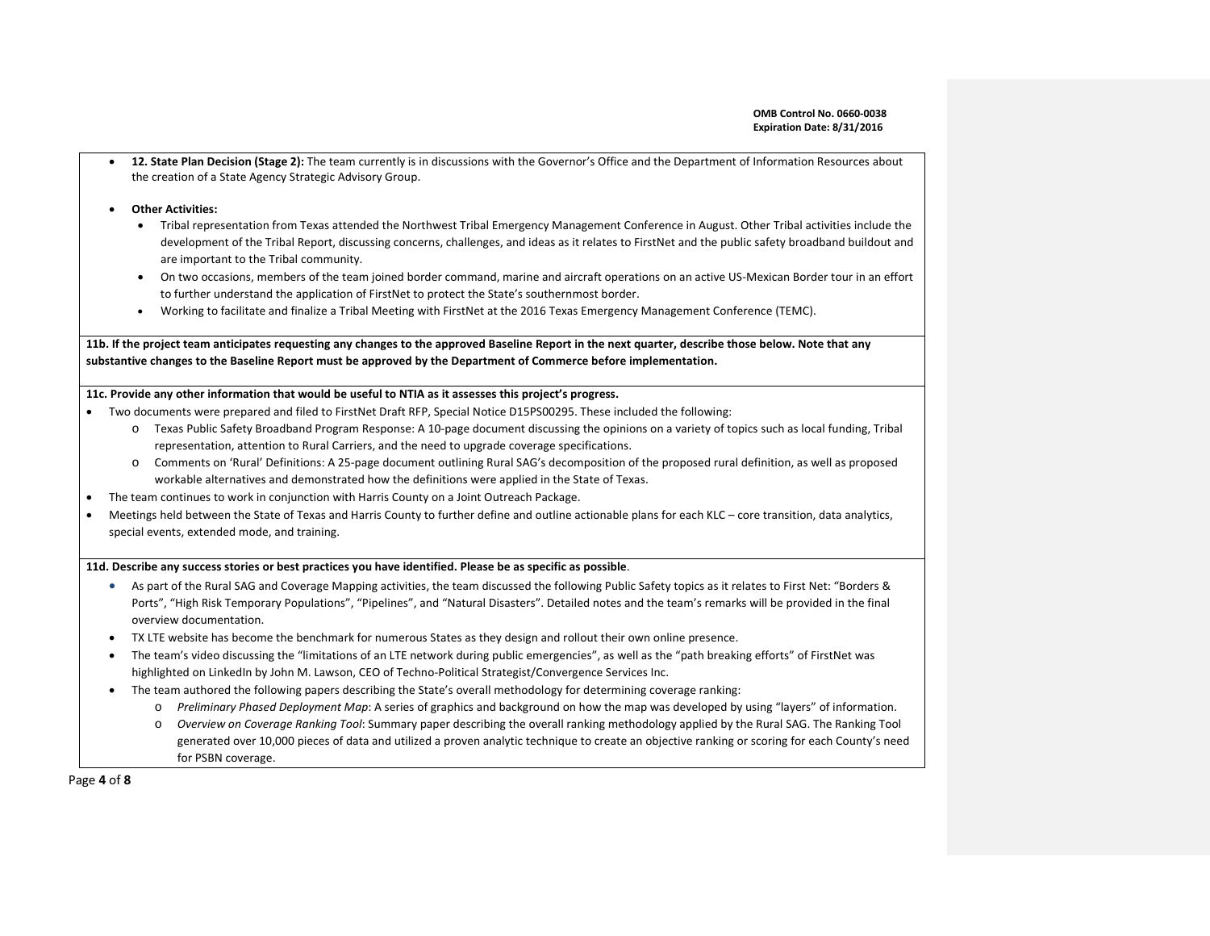- **12. State Plan Decision (Stage 2):** The team currently is in discussions with the Governor's Office and the Department of Information Resources about the creation of a State Agency Strategic Advisory Group.

- **Other Activities:**
  - Tribal representation from Texas attended the Northwest Tribal Emergency Management Conference in August. Other Tribal activities include the development of the Tribal Report, discussing concerns, challenges, and ideas as it relates to FirstNet and the public safety broadband buildout and are important to the Tribal community.
  - On two occasions, members of the team joined border command, marine and aircraft operations on an active US-Mexican Border tour in an effort to further understand the application of FirstNet to protect the State's southernmost border.
  - Working to facilitate and finalize a Tribal Meeting with FirstNet at the 2016 Texas Emergency Management Conference (TEMC).

**11b. If the project team anticipates requesting any changes to the approved Baseline Report in the next quarter, describe those below. Note that any substantive changes to the Baseline Report must be approved by the Department of Commerce before implementation.**

**11c. Provide any other information that would be useful to NTIA as it assesses this project's progress.**

- Two documents were prepared and filed to FirstNet Draft RFP, Special Notice D15PS00295. These included the following:
  - Texas Public Safety Broadband Program Response: A 10-page document discussing the opinions on a variety of topics such as local funding, Tribal representation, attention to Rural Carriers, and the need to upgrade coverage specifications.
  - Comments on 'Rural' Definitions: A 25-page document outlining Rural SAG's decomposition of the proposed rural definition, as well as proposed workable alternatives and demonstrated how the definitions were applied in the State of Texas.
- The team continues to work in conjunction with Harris County on a Joint Outreach Package.
- Meetings held between the State of Texas and Harris County to further define and outline actionable plans for each KLC – core transition, data analytics, special events, extended mode, and training.

**11d. Describe any success stories or best practices you have identified. Please be as specific as possible**.

- As part of the Rural SAG and Coverage Mapping activities, the team discussed the following Public Safety topics as it relates to First Net: "Borders & Ports", "High Risk Temporary Populations", "Pipelines", and "Natural Disasters". Detailed notes and the team's remarks will be provided in the final overview documentation.
- TX LTE website has become the benchmark for numerous States as they design and rollout their own online presence.
- The team's video discussing the "limitations of an LTE network during public emergencies", as well as the "path breaking efforts" of FirstNet was highlighted on LinkedIn by John M. Lawson, CEO of Techno-Political Strategist/Convergence Services Inc.
- The team authored the following papers describing the State's overall methodology for determining coverage ranking:
  - *Preliminary Phased Deployment Map*: A series of graphics and background on how the map was developed by using "layers" of information.
  - *Overview on Coverage Ranking Tool*: Summary paper describing the overall ranking methodology applied by the Rural SAG. The Ranking Tool generated over 10,000 pieces of data and utilized a proven analytic technique to create an objective ranking or scoring for each County's need for PSBN coverage.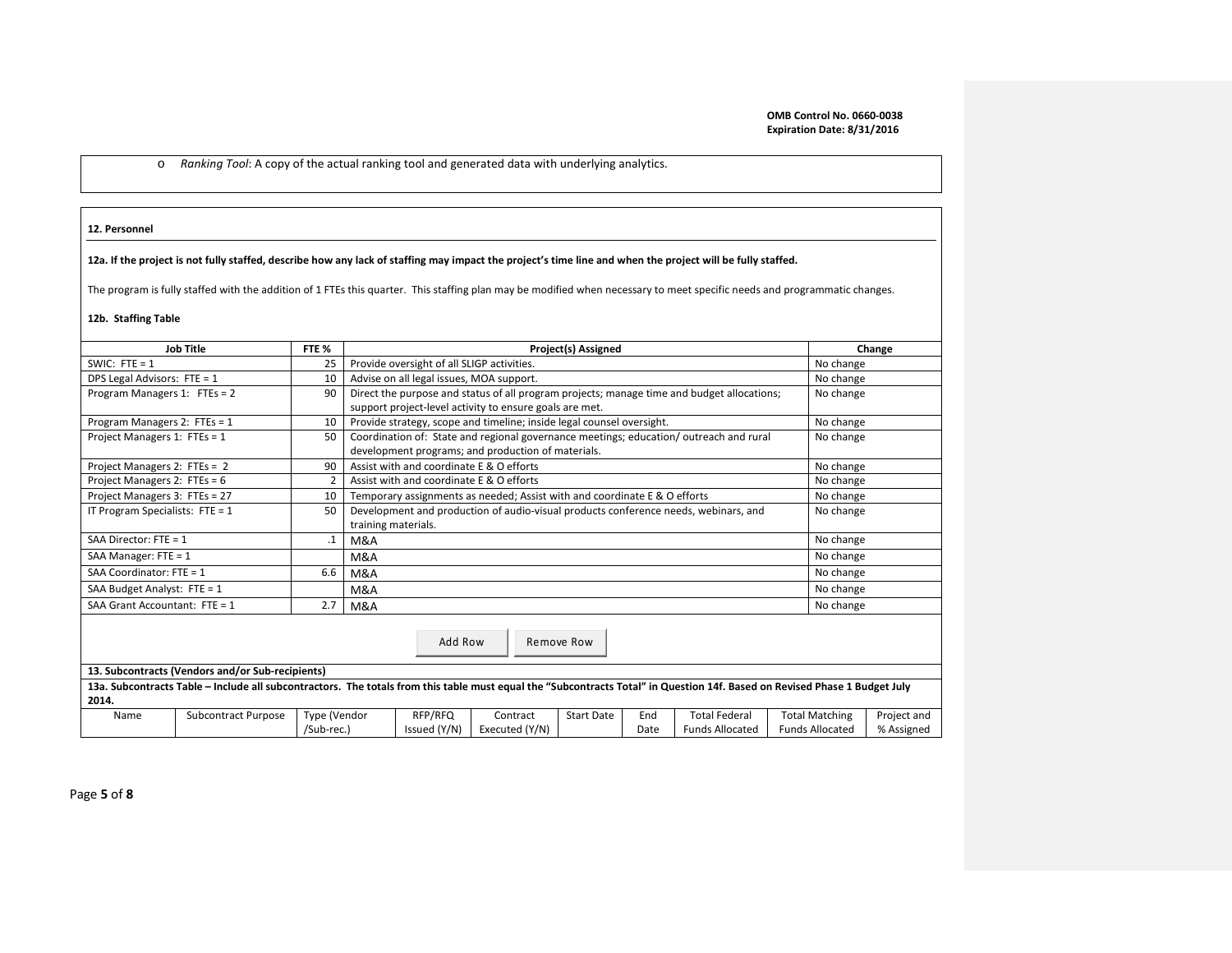- *Ranking Tool*: A copy of the actual ranking tool and generated data with underlying analytics.

**12. Personnel**

**12a. If the project is not fully staffed, describe how any lack of staffing may impact the project's time line and when the project will be fully staffed.**

The program is fully staffed with the addition of 1 FTEs this quarter. This staffing plan may be modified when necessary to meet specific needs and programmatic changes.

**12b. Staffing Table**

| Job Title | FTE % | Project(s) Assigned | Change |
|---|---|---|---|
| SWIC: FTE = 1 | 25 | Provide oversight of all SLIGP activities. | No change |
| DPS Legal Advisors: FTE = 1 | 10 | Advise on all legal issues, MOA support. | No change |
| Program Managers 1: FTEs = 2 | 90 | Direct the purpose and status of all program projects; manage time and budget allocations; support project-level activity to ensure goals are met. | No change |
| Program Managers 2: FTEs = 1 | 10 | Provide strategy, scope and timeline; inside legal counsel oversight. | No change |
| Project Managers 1: FTEs = 1 | 50 | Coordination of: State and regional governance meetings; education/ outreach and rural development programs; and production of materials. | No change |
| Project Managers 2: FTEs = 2 | 90 | Assist with and coordinate E & O efforts | No change |
| Project Managers 2: FTEs = 6 | 2 | Assist with and coordinate E & O efforts | No change |
| Project Managers 3: FTEs = 27 | 10 | Temporary assignments as needed; Assist with and coordinate E & O efforts | No change |
| IT Program Specialists: FTE = 1 | 50 | Development and production of audio-visual products conference needs, webinars, and training materials. | No change |
| SAA Director: FTE = 1 | .1 | M&A | No change |
| SAA Manager: FTE = 1 | | M&A | No change |
| SAA Coordinator: FTE = 1 | 6.6 | M&A | No change |
| SAA Budget Analyst: FTE = 1 | | M&A | No change |
| SAA Grant Accountant: FTE = 1 | 2.7 | M&A | No change |

Add Row Remove Row

**13. Subcontracts (Vendors and/or Sub-recipients)**

**13a. Subcontracts Table – Include all subcontractors. The totals from this table must equal the "Subcontracts Total" in Question 14f. Based on Revised Phase 1 Budget July 2014.**

| Name | Subcontract Purpose | Type (Vendor /Sub-rec.) | RFP/RFQ Issued (Y/N) | Contract Executed (Y/N) | Start Date | End Date | Total Federal Funds Allocated | Total Matching Funds Allocated | Project and % Assigned |
|---|---|---|---|---|---|---|---|---|---|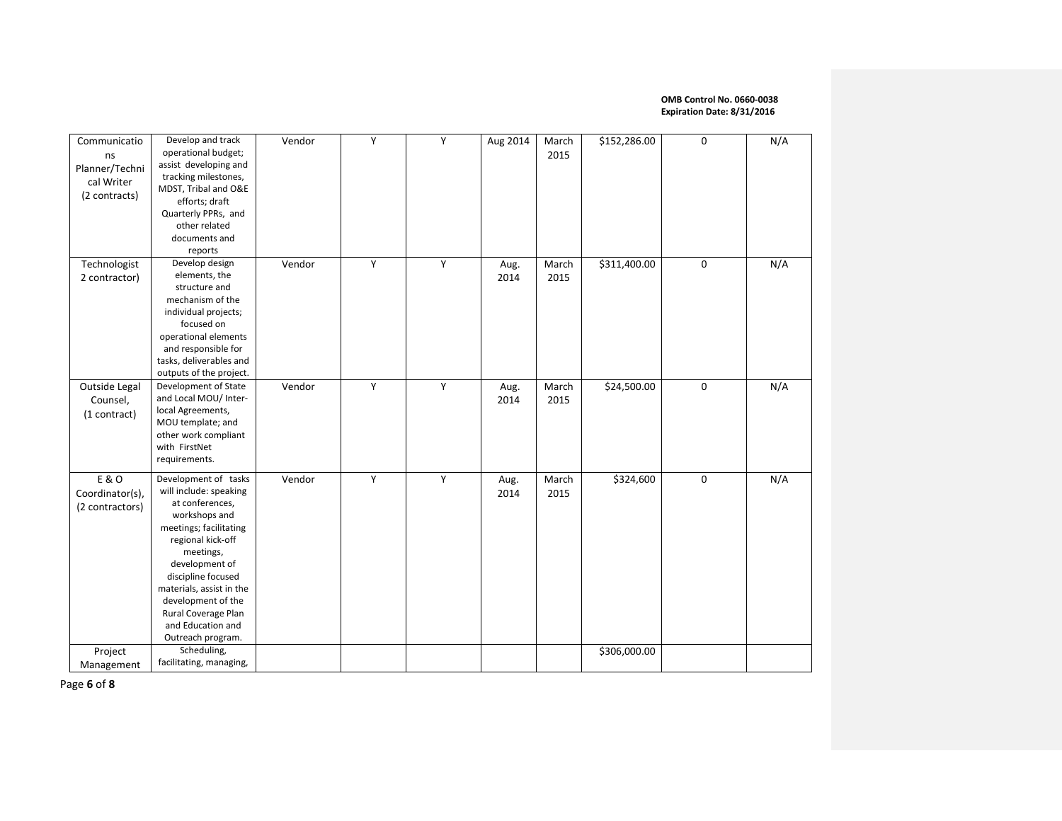| Communications Planner/Technical Writer (2 contracts) | Develop and track operational budget; assist developing and tracking milestones, MDST, Tribal and O&E efforts; draft Quarterly PPRs, and other related documents and reports | Vendor | Y | Y | Aug 2014 | March 2015 | $152,286.00 | 0 | N/A |
|---|---|---|---|---|---|---|---|---|---|
| Technologist 2 contractor) | Develop design elements, the structure and mechanism of the individual projects; focused on operational elements and responsible for tasks, deliverables and outputs of the project. | Vendor | Y | Y | Aug. 2014 | March 2015 | $311,400.00 | 0 | N/A |
| Outside Legal Counsel, (1 contract) | Development of State and Local MOU/ Inter-local Agreements, MOU template; and other work compliant with FirstNet requirements. | Vendor | Y | Y | Aug. 2014 | March 2015 | $24,500.00 | 0 | N/A |
| E & O Coordinator(s), (2 contractors) | Development of tasks will include: speaking at conferences, workshops and meetings; facilitating regional kick-off meetings, development of discipline focused materials, assist in the development of the Rural Coverage Plan and Education and Outreach program. | Vendor | Y | Y | Aug. 2014 | March 2015 | $324,600 | 0 | N/A |
| Project Management | Scheduling, facilitating, managing, | | | | | | $306,000.00 | | |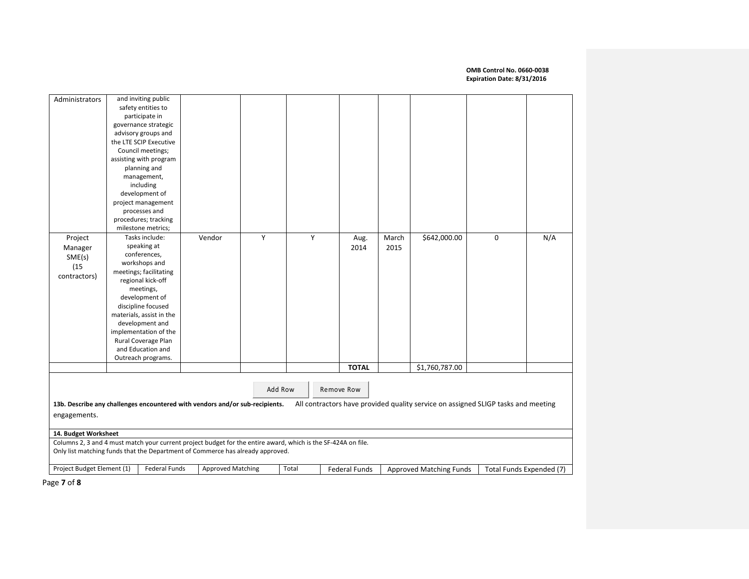| | | | | | | | | | |
|---|---|---|---|---|---|---|---|---|---|
| Administrators | and inviting public safety entities to participate in governance strategic advisory groups and the LTE SCIP Executive Council meetings; assisting with program planning and management, including development of project management processes and procedures; tracking milestone metrics; | | | | | | | | |
| Project Manager SME(s) (15 contractors) | Tasks include: speaking at conferences, workshops and meetings; facilitating regional kick-off meetings, development of discipline focused materials, assist in the development and implementation of the Rural Coverage Plan and Education and Outreach programs. | Vendor | Y | Y | Aug. 2014 | March 2015 | $642,000.00 | 0 | N/A |
| | | | | | TOTAL | | $1,760,787.00 | | |

Add Row Remove Row

**13b. Describe any challenges encountered with vendors and/or sub-recipients.** All contractors have provided quality service on assigned SLIGP tasks and meeting engagements.

**14. Budget Worksheet**

Columns 2, 3 and 4 must match your current project budget for the entire award, which is the SF-424A on file.
Only list matching funds that the Department of Commerce has already approved.

| Project Budget Element (1) | Federal Funds | Approved Matching | Total | Federal Funds | Approved Matching Funds | Total Funds Expended (7) |
|---|---|---|---|---|---|---|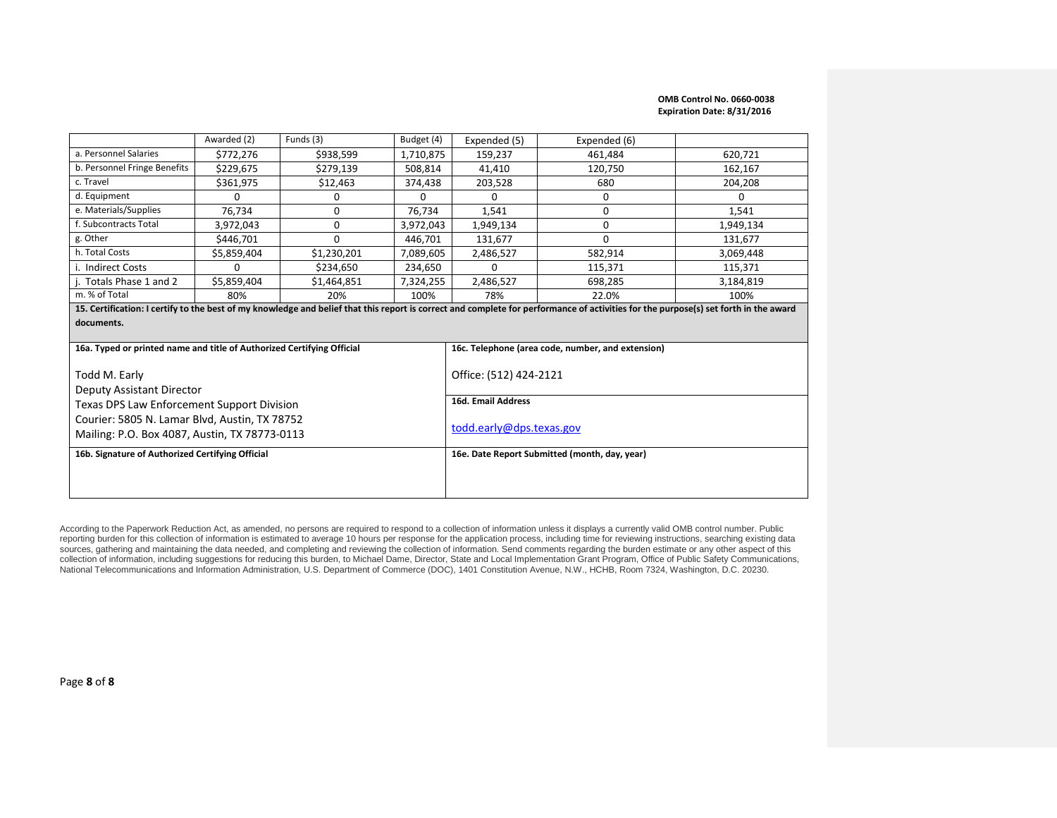**OMB Control No. 0660-0038**
**Expiration Date: 8/31/2016**

| | Awarded (2) | Funds (3) | Budget (4) | Expended (5) | Expended (6) | |
|---|---|---|---|---|---|---|
| a. Personnel Salaries | $772,276 | $938,599 | 1,710,875 | 159,237 | 461,484 | 620,721 |
| b. Personnel Fringe Benefits | $229,675 | $279,139 | 508,814 | 41,410 | 120,750 | 162,167 |
| c. Travel | $361,975 | $12,463 | 374,438 | 203,528 | 680 | 204,208 |
| d. Equipment | 0 | 0 | 0 | 0 | 0 | 0 |
| e. Materials/Supplies | 76,734 | 0 | 76,734 | 1,541 | 0 | 1,541 |
| f. Subcontracts Total | 3,972,043 | 0 | 3,972,043 | 1,949,134 | 0 | 1,949,134 |
| g. Other | $446,701 | 0 | 446,701 | 131,677 | 0 | 131,677 |
| h. Total Costs | $5,859,404 | $1,230,201 | 7,089,605 | 2,486,527 | 582,914 | 3,069,448 |
| i. Indirect Costs | 0 | $234,650 | 234,650 | 0 | 115,371 | 115,371 |
| j. Totals Phase 1 and 2 | $5,859,404 | $1,464,851 | 7,324,255 | 2,486,527 | 698,285 | 3,184,819 |
| m. % of Total | 80% | 20% | 100% | 78% | 22.0% | 100% |

**15. Certification: I certify to the best of my knowledge and belief that this report is correct and complete for performance of activities for the purpose(s) set forth in the award documents.**

**16a. Typed or printed name and title of Authorized Certifying Official**

Todd M. Early
Deputy Assistant Director
Texas DPS Law Enforcement Support Division
Courier: 5805 N. Lamar Blvd, Austin, TX 78752
Mailing: P.O. Box 4087, Austin, TX 78773-0113

**16c. Telephone (area code, number, and extension)**

Office: (512) 424-2121

**16d. Email Address**

todd.early@dps.texas.gov

**16b. Signature of Authorized Certifying Official**

**16e. Date Report Submitted (month, day, year)**

According to the Paperwork Reduction Act, as amended, no persons are required to respond to a collection of information unless it displays a currently valid OMB control number. Public reporting burden for this collection of information is estimated to average 10 hours per response for the application process, including time for reviewing instructions, searching existing data sources, gathering and maintaining the data needed, and completing and reviewing the collection of information. Send comments regarding the burden estimate or any other aspect of this collection of information, including suggestions for reducing this burden, to Michael Dame, Director, State and Local Implementation Grant Program, Office of Public Safety Communications, National Telecommunications and Information Administration, U.S. Department of Commerce (DOC), 1401 Constitution Avenue, N.W., HCHB, Room 7324, Washington, D.C. 20230.